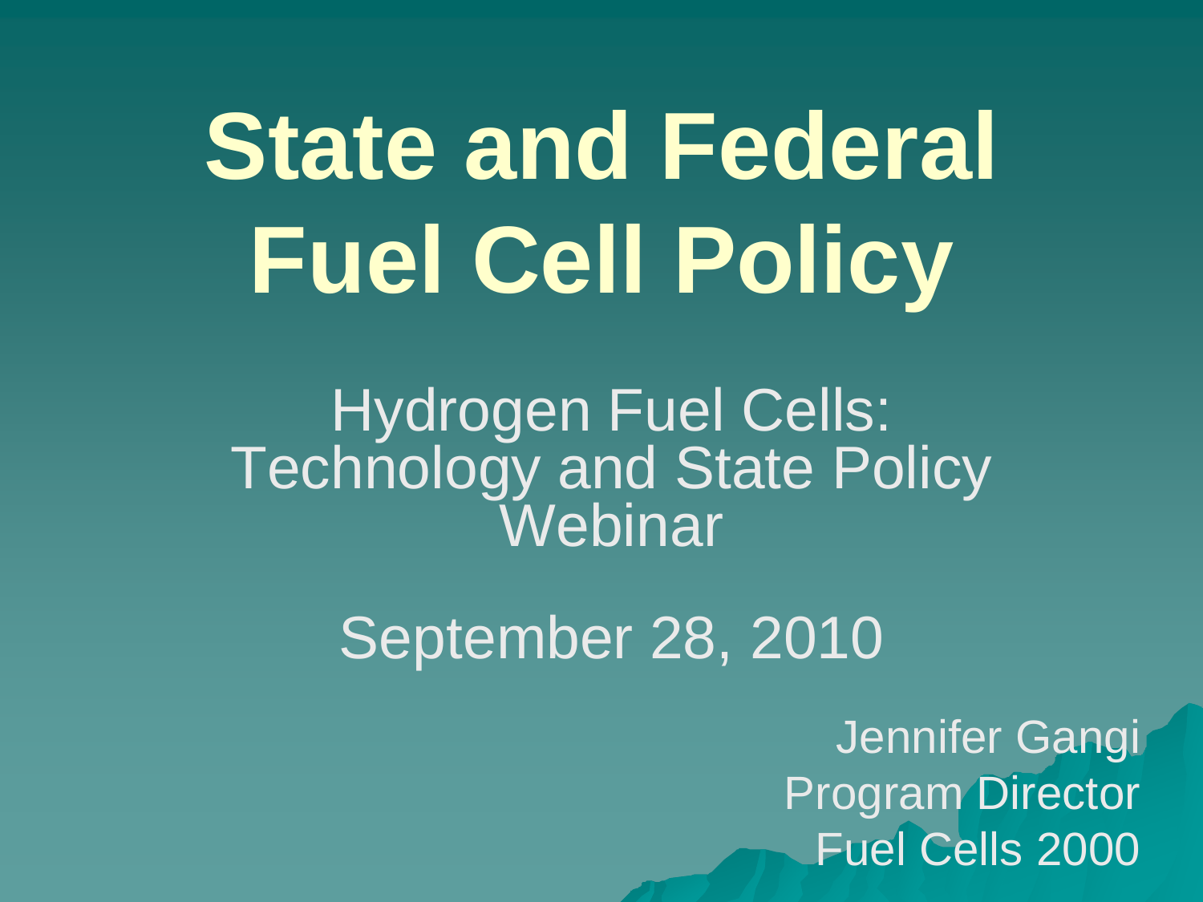# State and Federal Fuel Cell Policy

Hydrogen Fuel Cells:
Technology and State Policy Webinar

September 28, 2010

Jennifer Gangi
Program Director
Fuel Cells 2000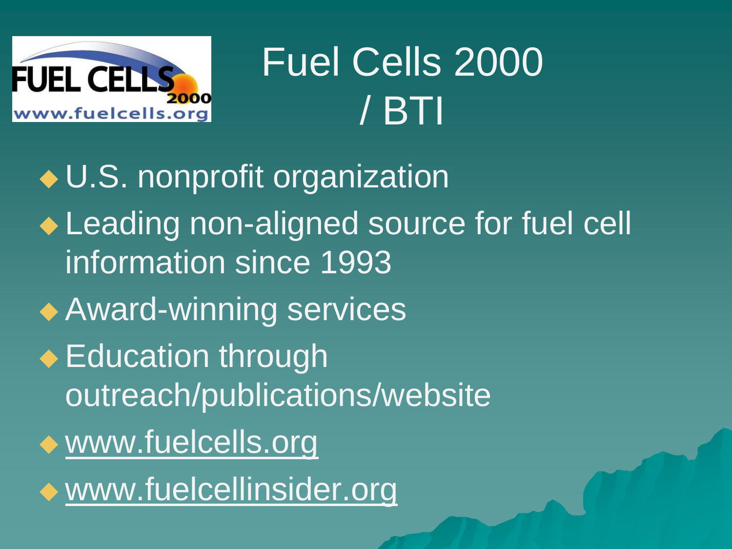# Fuel Cells 2000 / BTI

- U.S. nonprofit organization
- Leading non-aligned source for fuel cell information since 1993
- Award-winning services
- Education through outreach/publications/website
- www.fuelcells.org
- www.fuelcellinsider.org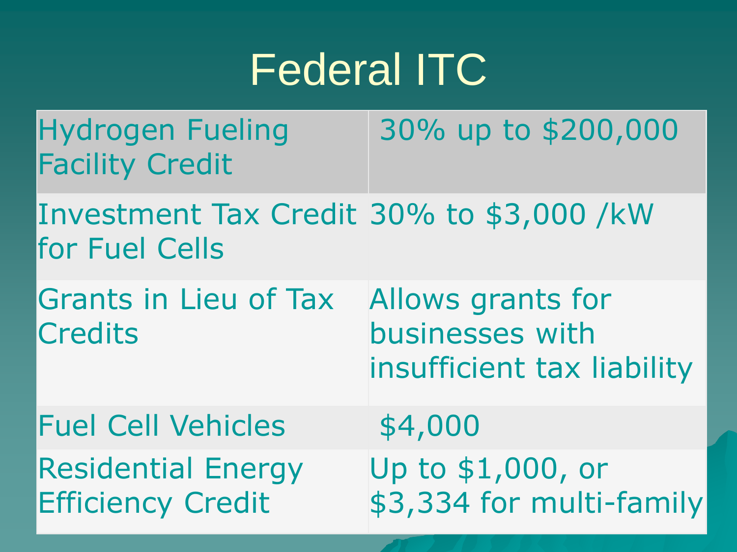# Federal ITC

| Hydrogen Fueling Facility Credit | 30% up to $200,000 |
|---|---|
| Investment Tax Credit for Fuel Cells | 30% to $3,000 /kW |
| Grants in Lieu of Tax Credits | Allows grants for businesses with insufficient tax liability |
| Fuel Cell Vehicles | $4,000 |
| Residential Energy Efficiency Credit | Up to $1,000, or $3,334 for multi-family |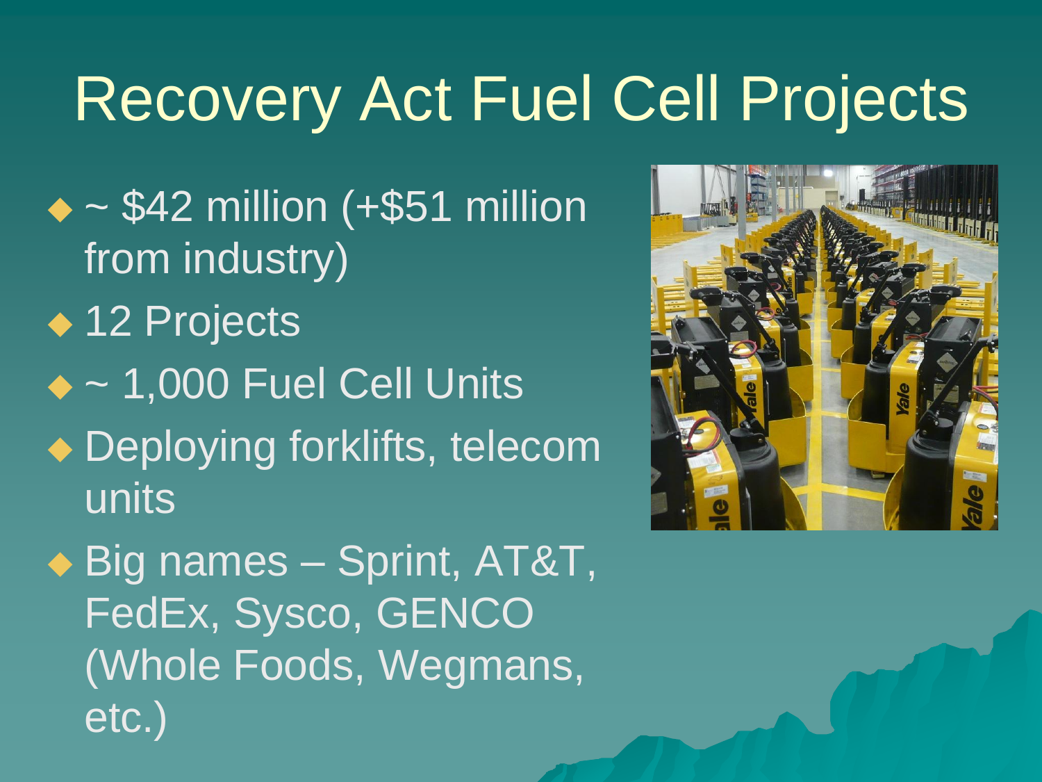# Recovery Act Fuel Cell Projects

- ~ $42 million (+$51 million from industry)
- 12 Projects
- ~ 1,000 Fuel Cell Units
- Deploying forklifts, telecom units
- Big names – Sprint, AT&T, FedEx, Sysco, GENCO (Whole Foods, Wegmans, etc.)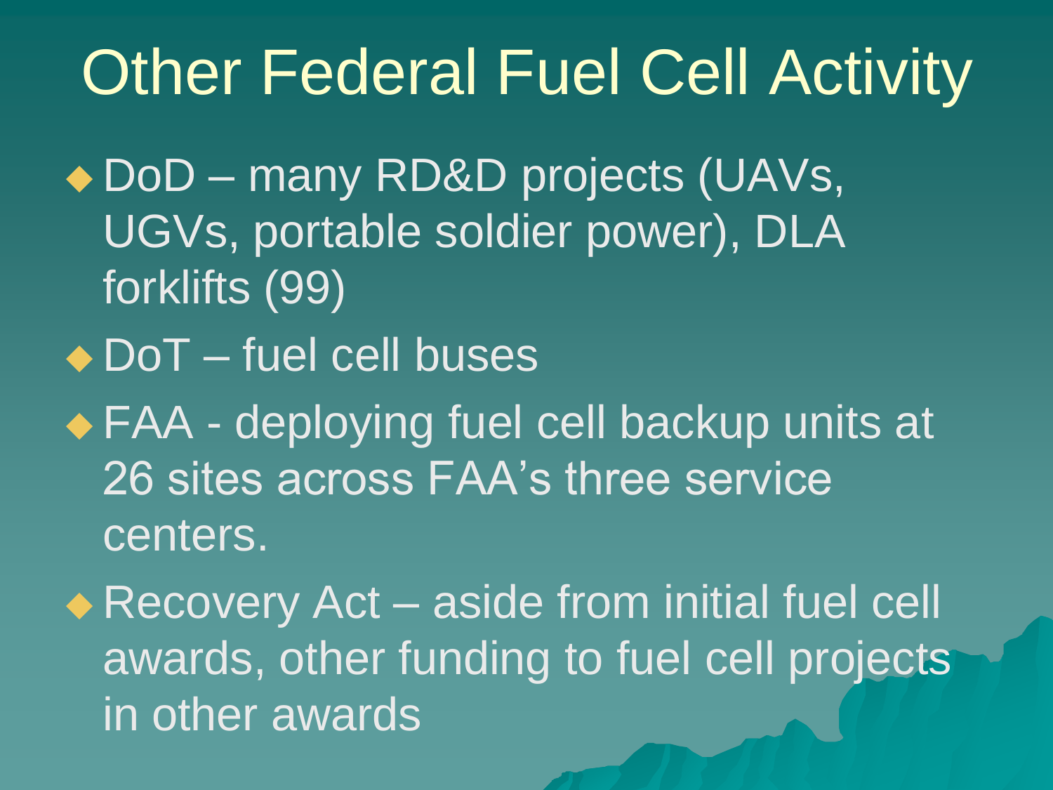# Other Federal Fuel Cell Activity

- DoD – many RD&D projects (UAVs, UGVs, portable soldier power), DLA forklifts (99)
- DoT – fuel cell buses
- FAA - deploying fuel cell backup units at 26 sites across FAA's three service centers.
- Recovery Act – aside from initial fuel cell awards, other funding to fuel cell projects in other awards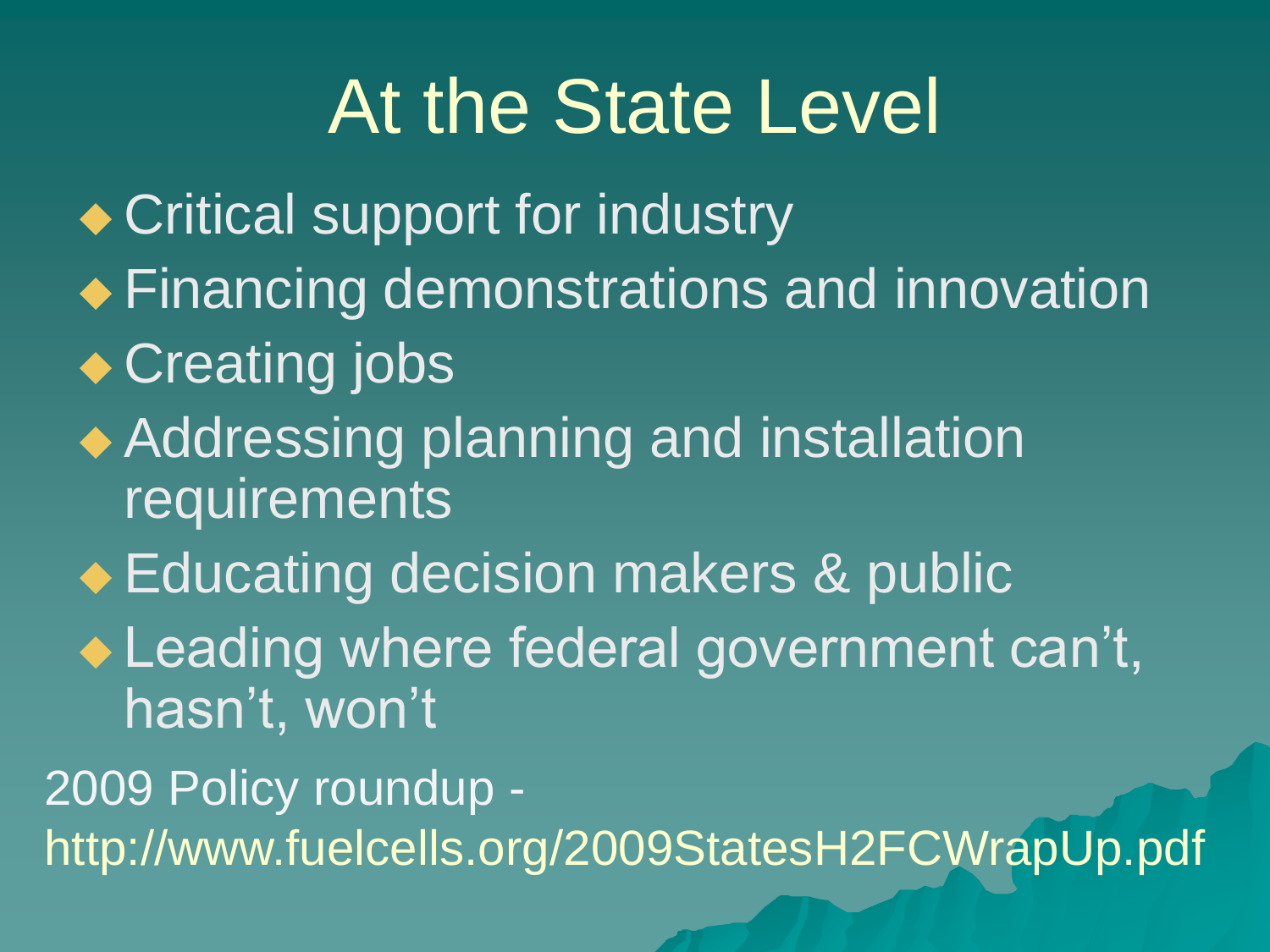# At the State Level

- Critical support for industry
- Financing demonstrations and innovation
- Creating jobs
- Addressing planning and installation requirements
- Educating decision makers & public
- Leading where federal government can't, hasn't, won't

2009 Policy roundup - http://www.fuelcells.org/2009StatesH2FCWrapUp.pdf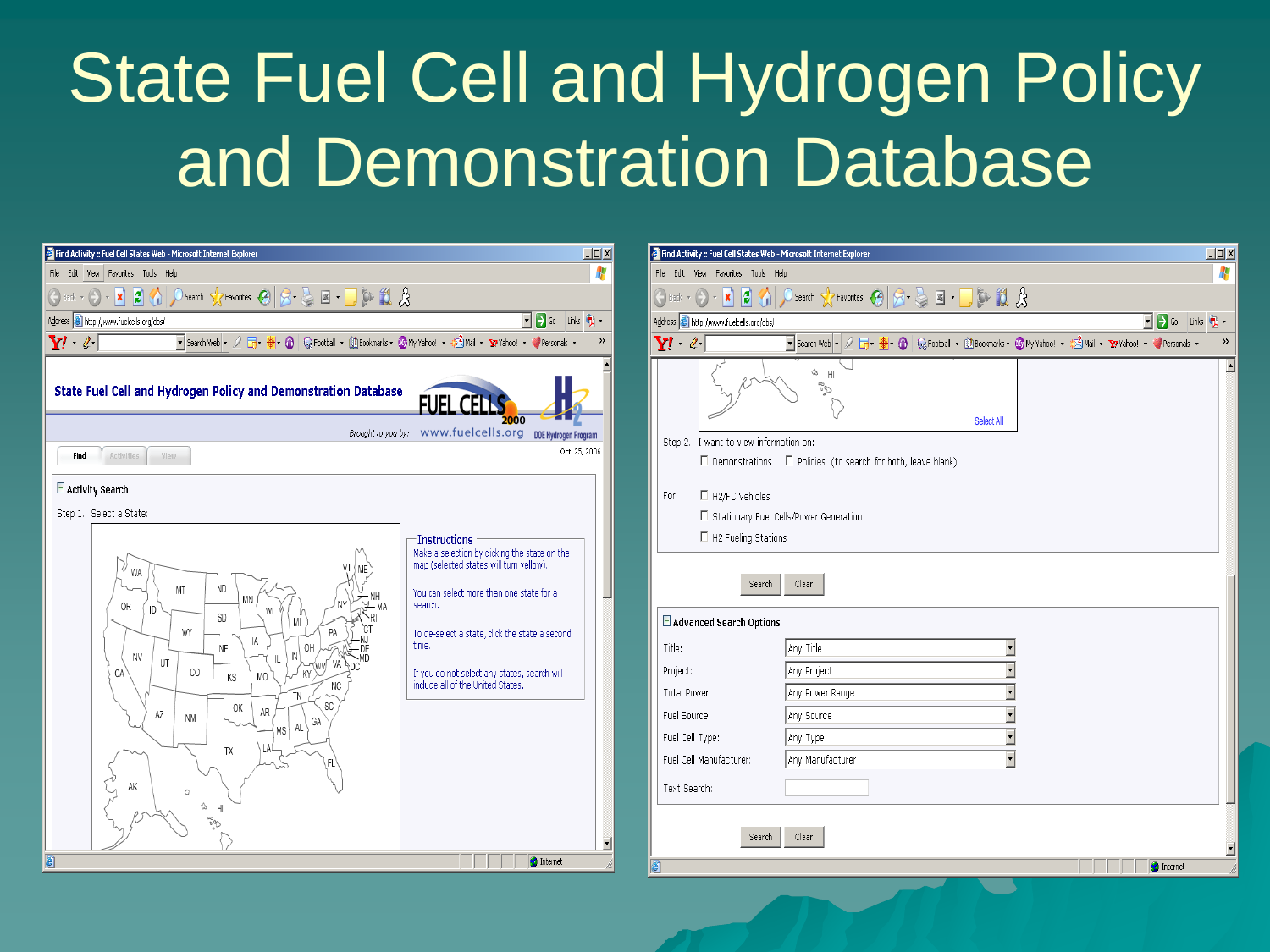# State Fuel Cell and Hydrogen Policy and Demonstration Database

State Fuel Cell and Hydrogen Policy and Demonstration Database

Brought to you by: www.fuelcells.org — DOE Hydrogen Program

Find | Activities | View

Oct. 25, 2006

**Activity Search:**

Step 1. Select a State:

**Instructions**

Make a selection by clicking the state on the map (selected states will turn yellow).

You can select more than one state for a search.

To de-select a state, click the state a second time.

If you do not select any states, search will include all of the United States.

Select All

Step 2. I want to view information on:

- Demonstrations
- Policies (to search for both, leave blank)

For

- H2/FC Vehicles
- Stationary Fuel Cells/Power Generation
- H2 Fueling Stations

Search | Clear

**Advanced Search Options**

| | |
|---|---|
| Title: | Any Title |
| Project: | Any Project |
| Total Power: | Any Power Range |
| Fuel Source: | Any Source |
| Fuel Cell Type: | Any Type |
| Fuel Cell Manufacturer: | Any Manufacturer |
| Text Search: | |

Search | Clear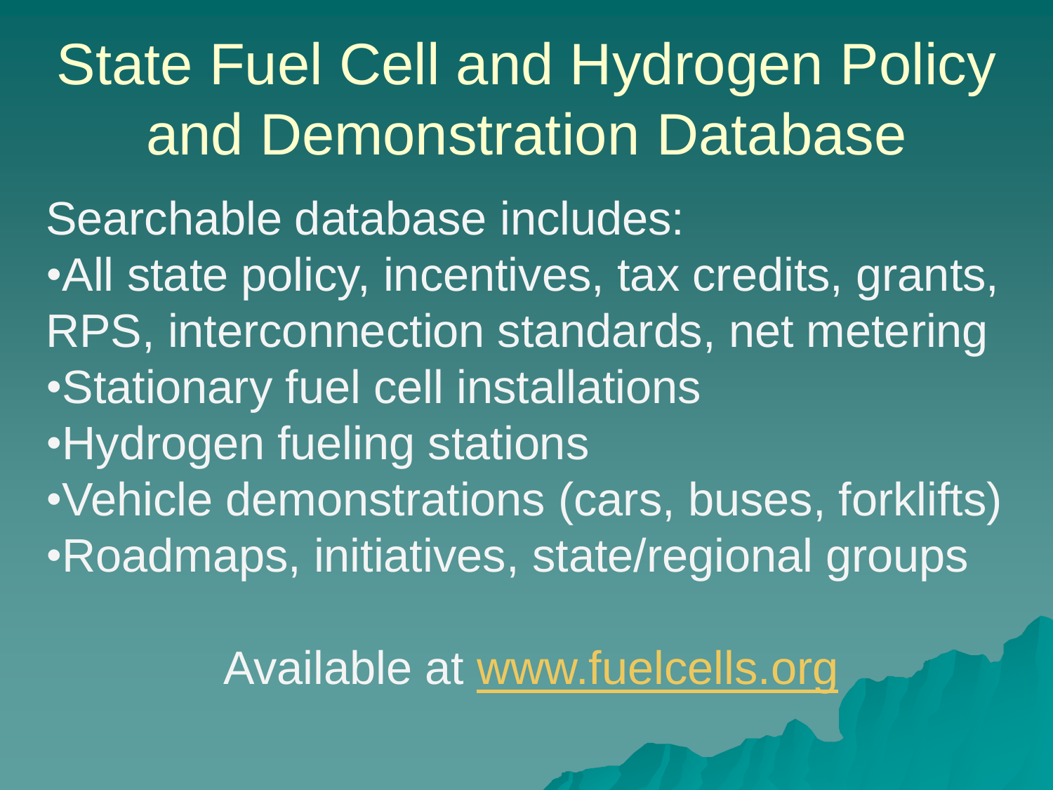# State Fuel Cell and Hydrogen Policy and Demonstration Database

Searchable database includes:

- All state policy, incentives, tax credits, grants, RPS, interconnection standards, net metering
- Stationary fuel cell installations
- Hydrogen fueling stations
- Vehicle demonstrations (cars, buses, forklifts)
- Roadmaps, initiatives, state/regional groups

Available at [www.fuelcells.org](http://www.fuelcells.org)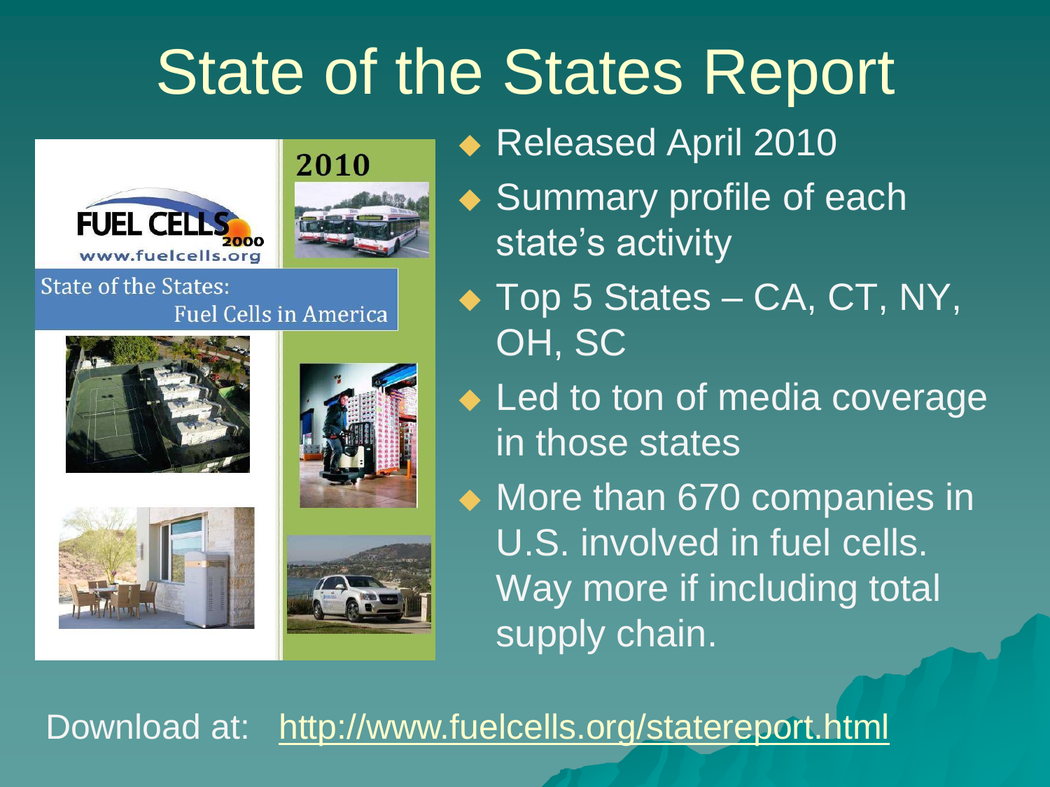# State of the States Report

- Released April 2010
- Summary profile of each state's activity
- Top 5 States – CA, CT, NY, OH, SC
- Led to ton of media coverage in those states
- More than 670 companies in U.S. involved in fuel cells. Way more if including total supply chain.

Download at: http://www.fuelcells.org/statereport.html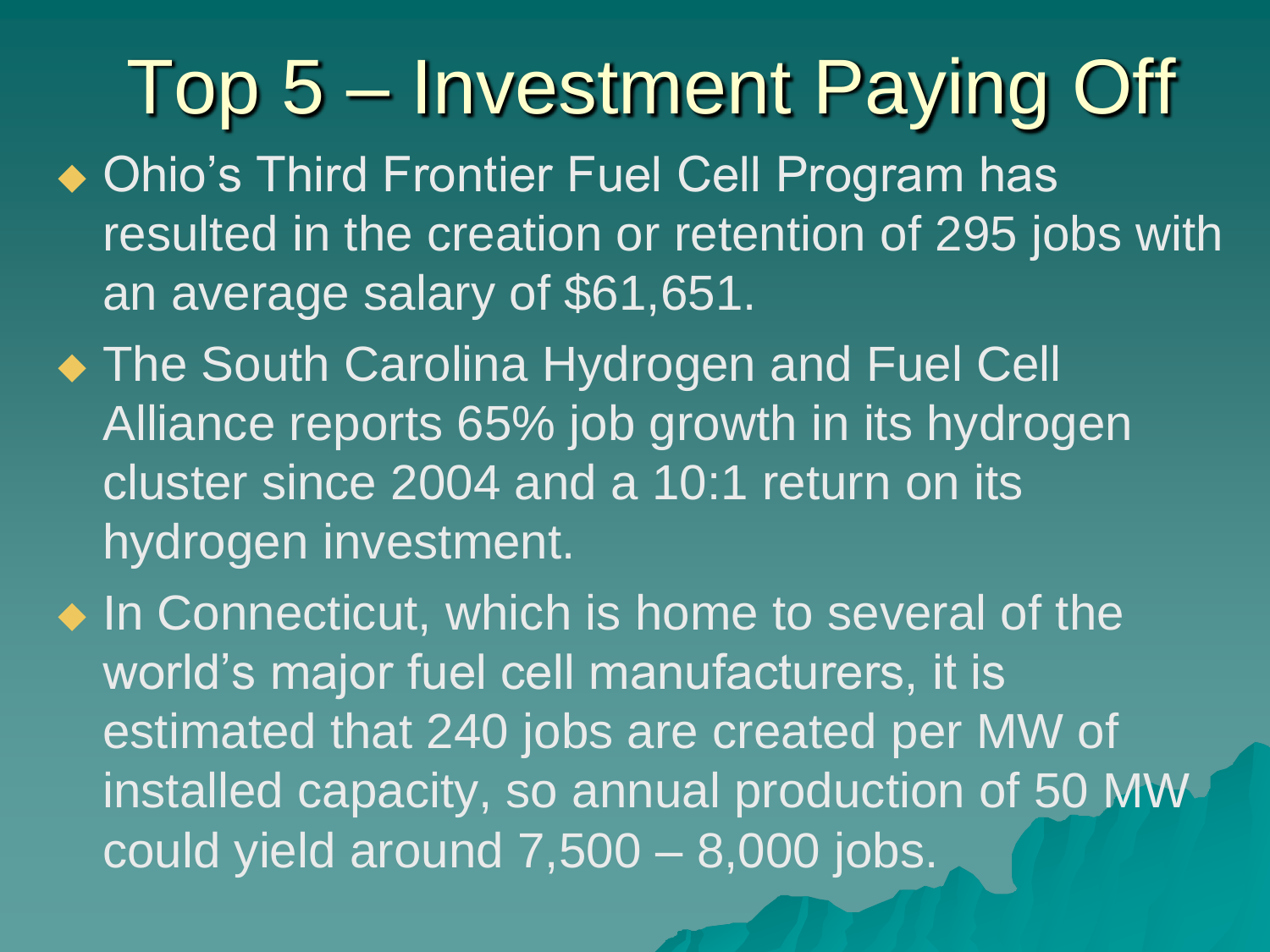# Top 5 – Investment Paying Off

- Ohio’s Third Frontier Fuel Cell Program has resulted in the creation or retention of 295 jobs with an average salary of $61,651.
- The South Carolina Hydrogen and Fuel Cell Alliance reports 65% job growth in its hydrogen cluster since 2004 and a 10:1 return on its hydrogen investment.
- In Connecticut, which is home to several of the world’s major fuel cell manufacturers, it is estimated that 240 jobs are created per MW of installed capacity, so annual production of 50 MW could yield around 7,500 – 8,000 jobs.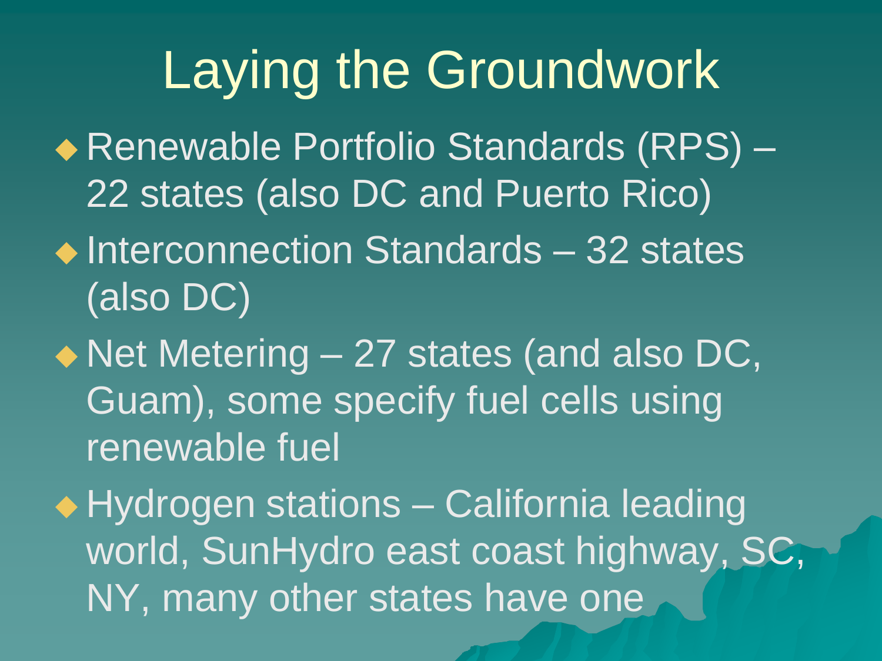# Laying the Groundwork

- Renewable Portfolio Standards (RPS) – 22 states (also DC and Puerto Rico)
- Interconnection Standards – 32 states (also DC)
- Net Metering – 27 states (and also DC, Guam), some specify fuel cells using renewable fuel
- Hydrogen stations – California leading world, SunHydro east coast highway, SC, NY, many other states have one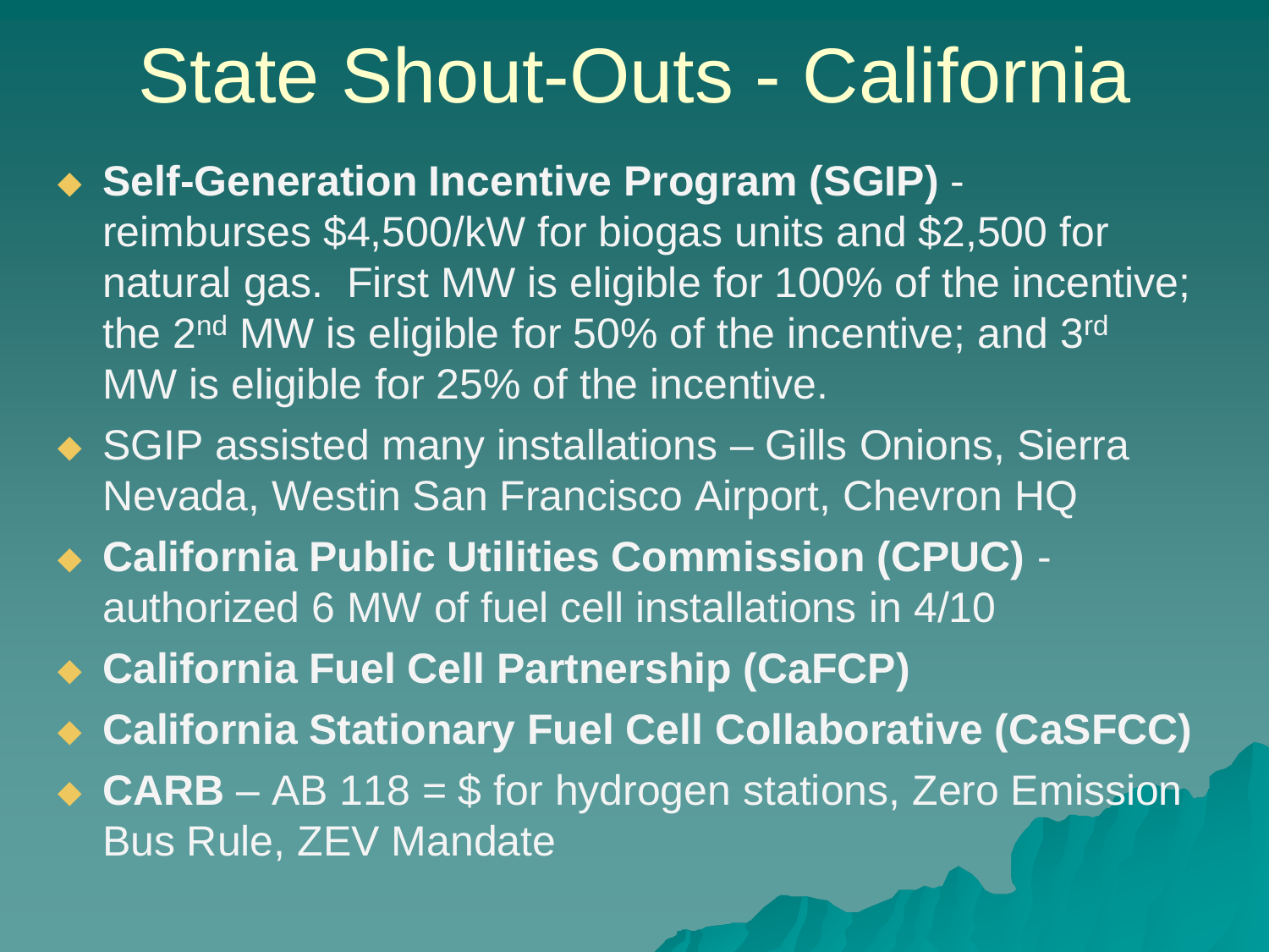# State Shout-Outs - California

- **Self-Generation Incentive Program (SGIP)** - reimburses $4,500/kW for biogas units and $2,500 for natural gas. First MW is eligible for 100% of the incentive; the 2nd MW is eligible for 50% of the incentive; and 3rd MW is eligible for 25% of the incentive.
- SGIP assisted many installations – Gills Onions, Sierra Nevada, Westin San Francisco Airport, Chevron HQ
- **California Public Utilities Commission (CPUC)** - authorized 6 MW of fuel cell installations in 4/10
- **California Fuel Cell Partnership (CaFCP)**
- **California Stationary Fuel Cell Collaborative (CaSFCC)**
- **CARB** – AB 118 = $ for hydrogen stations, Zero Emission Bus Rule, ZEV Mandate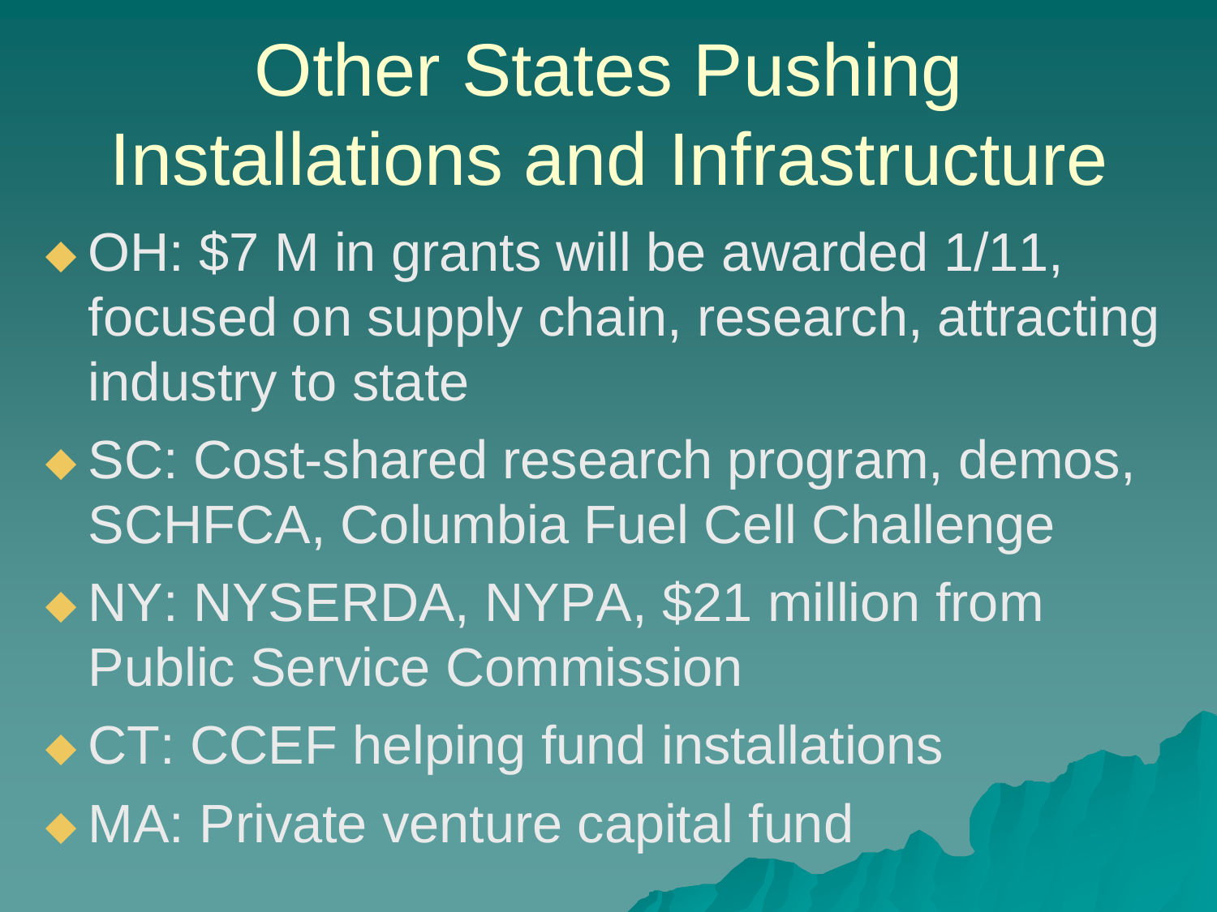# Other States Pushing Installations and Infrastructure

- OH: $7 M in grants will be awarded 1/11, focused on supply chain, research, attracting industry to state
- SC: Cost-shared research program, demos, SCHFCA, Columbia Fuel Cell Challenge
- NY: NYSERDA, NYPA, $21 million from Public Service Commission
- CT: CCEF helping fund installations
- MA: Private venture capital fund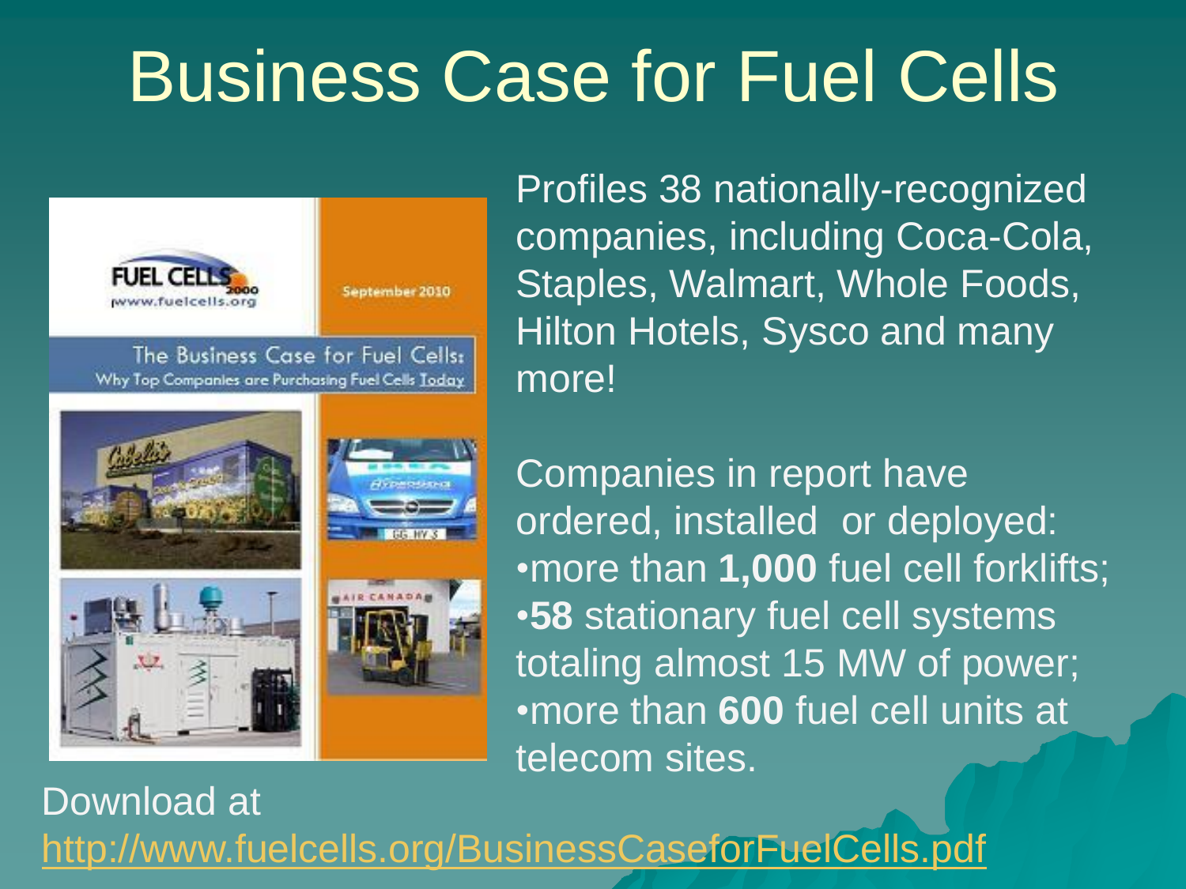# Business Case for Fuel Cells

Profiles 38 nationally-recognized companies, including Coca-Cola, Staples, Walmart, Whole Foods, Hilton Hotels, Sysco and many more!

Companies in report have ordered, installed or deployed:

- more than **1,000** fuel cell forklifts;
- **58** stationary fuel cell systems totaling almost 15 MW of power;
- more than **600** fuel cell units at telecom sites.

Download at [http://www.fuelcells.org/BusinessCaseforFuelCells.pdf](http://www.fuelcells.org/BusinessCaseforFuelCells.pdf)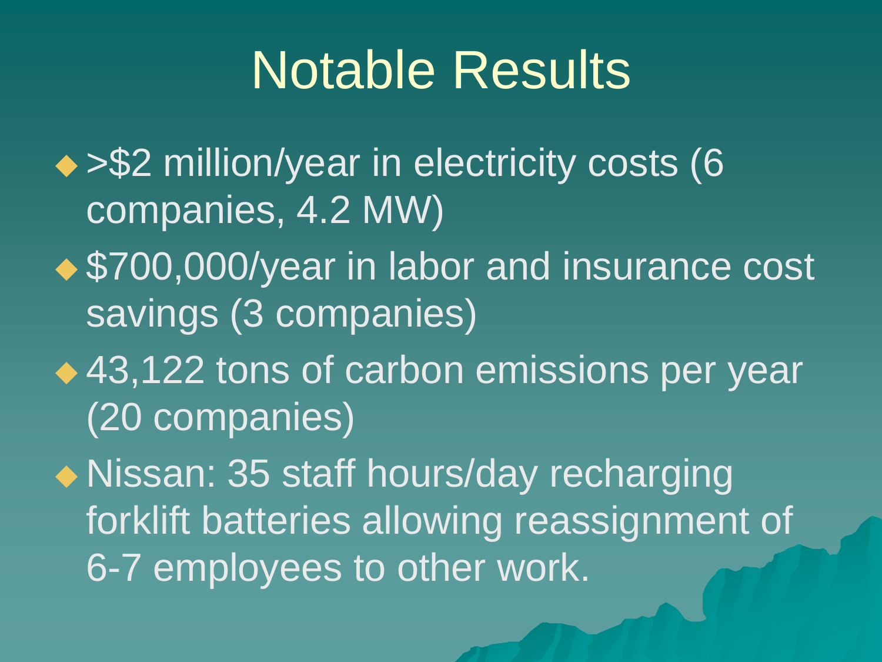# Notable Results

- >$2 million/year in electricity costs (6 companies, 4.2 MW)
- $700,000/year in labor and insurance cost savings (3 companies)
- 43,122 tons of carbon emissions per year (20 companies)
- Nissan: 35 staff hours/day recharging forklift batteries allowing reassignment of 6-7 employees to other work.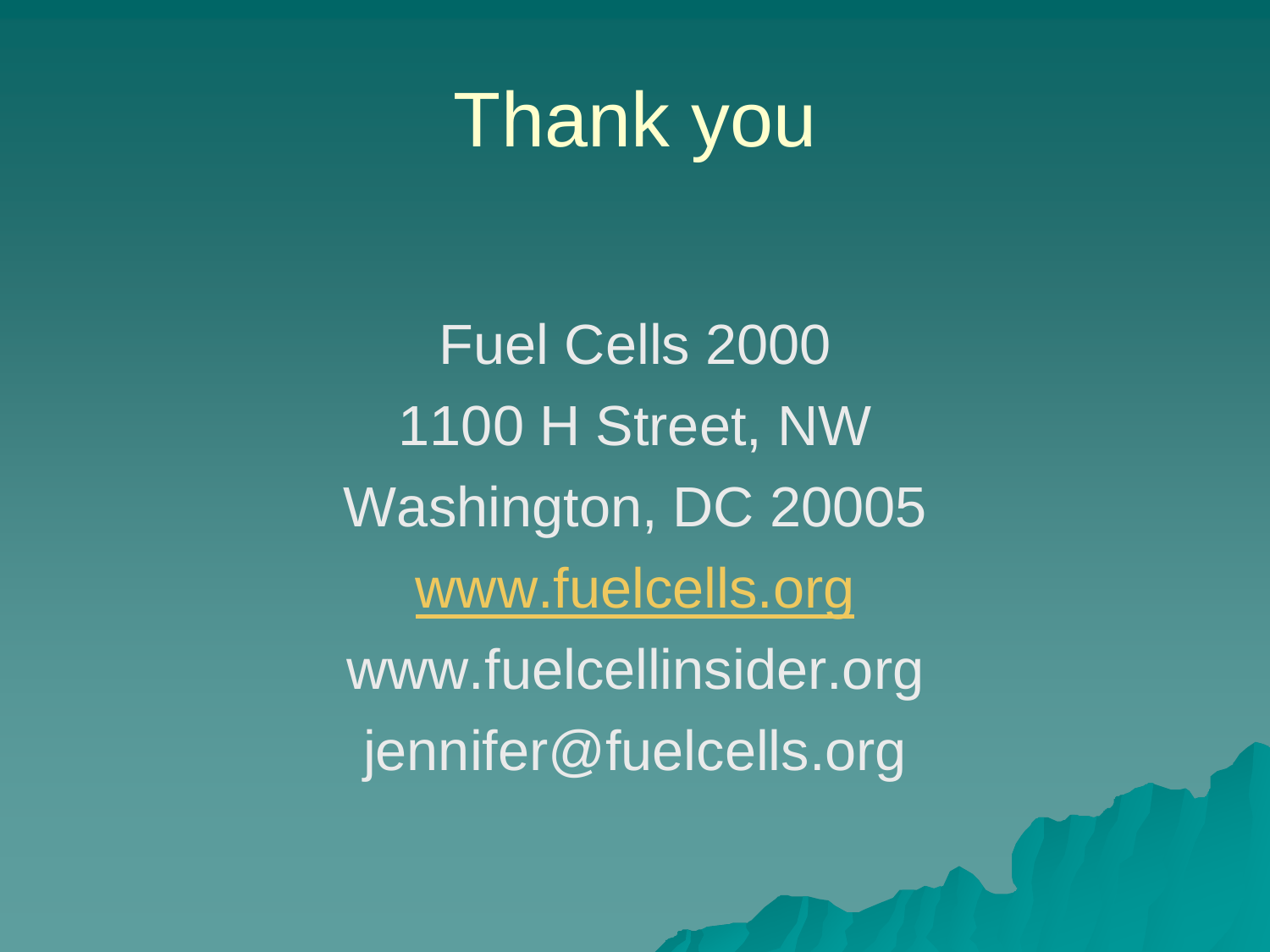# Thank you

Fuel Cells 2000

1100 H Street, NW

Washington, DC 20005

www.fuelcells.org

www.fuelcellinsider.org

jennifer@fuelcells.org